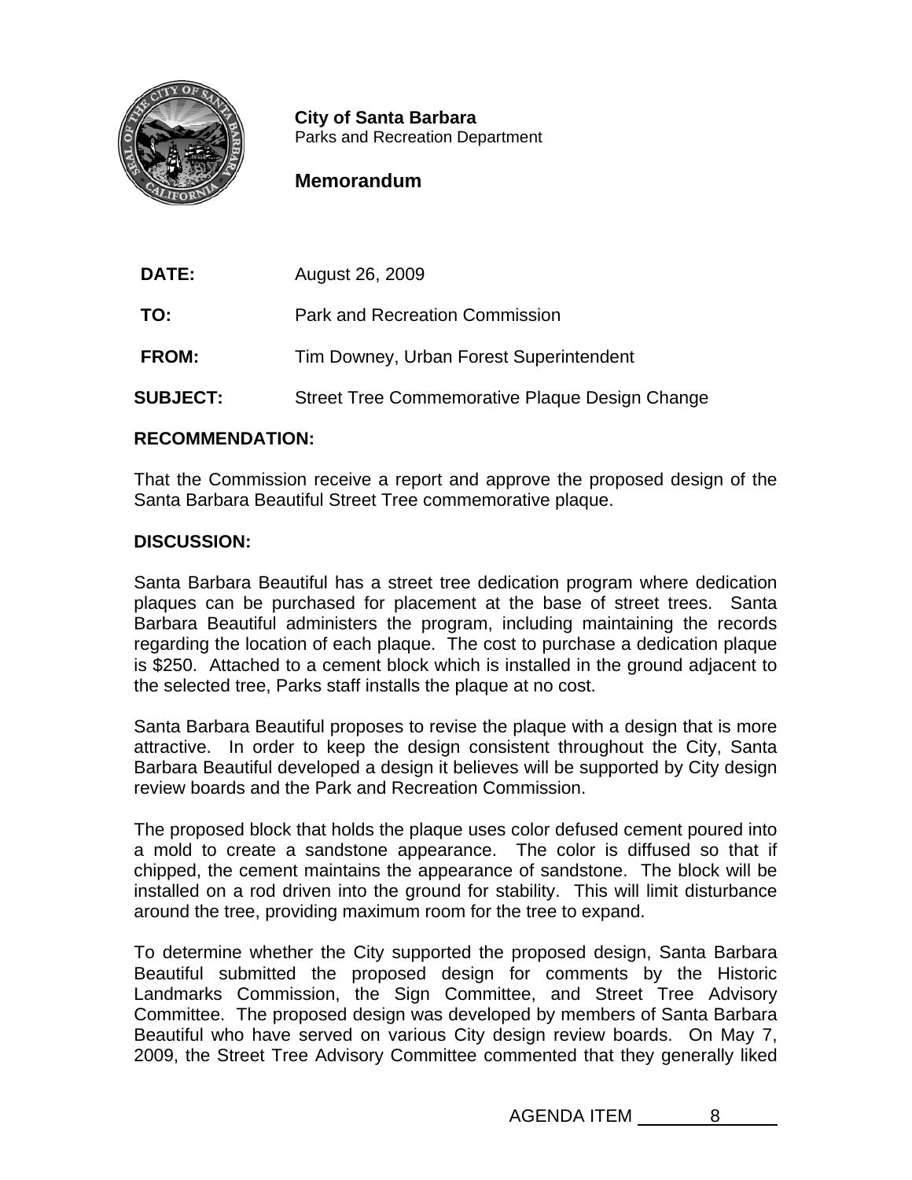**City of Santa Barbara**
Parks and Recreation Department

**Memorandum**

| | |
|---|---|
| **DATE:** | August 26, 2009 |
| **TO:** | Park and Recreation Commission |
| **FROM:** | Tim Downey, Urban Forest Superintendent |
| **SUBJECT:** | Street Tree Commemorative Plaque Design Change |

**RECOMMENDATION:**

That the Commission receive a report and approve the proposed design of the Santa Barbara Beautiful Street Tree commemorative plaque.

**DISCUSSION:**

Santa Barbara Beautiful has a street tree dedication program where dedication plaques can be purchased for placement at the base of street trees. Santa Barbara Beautiful administers the program, including maintaining the records regarding the location of each plaque. The cost to purchase a dedication plaque is $250. Attached to a cement block which is installed in the ground adjacent to the selected tree, Parks staff installs the plaque at no cost.

Santa Barbara Beautiful proposes to revise the plaque with a design that is more attractive. In order to keep the design consistent throughout the City, Santa Barbara Beautiful developed a design it believes will be supported by City design review boards and the Park and Recreation Commission.

The proposed block that holds the plaque uses color defused cement poured into a mold to create a sandstone appearance. The color is diffused so that if chipped, the cement maintains the appearance of sandstone. The block will be installed on a rod driven into the ground for stability. This will limit disturbance around the tree, providing maximum room for the tree to expand.

To determine whether the City supported the proposed design, Santa Barbara Beautiful submitted the proposed design for comments by the Historic Landmarks Commission, the Sign Committee, and Street Tree Advisory Committee. The proposed design was developed by members of Santa Barbara Beautiful who have served on various City design review boards. On May 7, 2009, the Street Tree Advisory Committee commented that they generally liked

AGENDA ITEM 8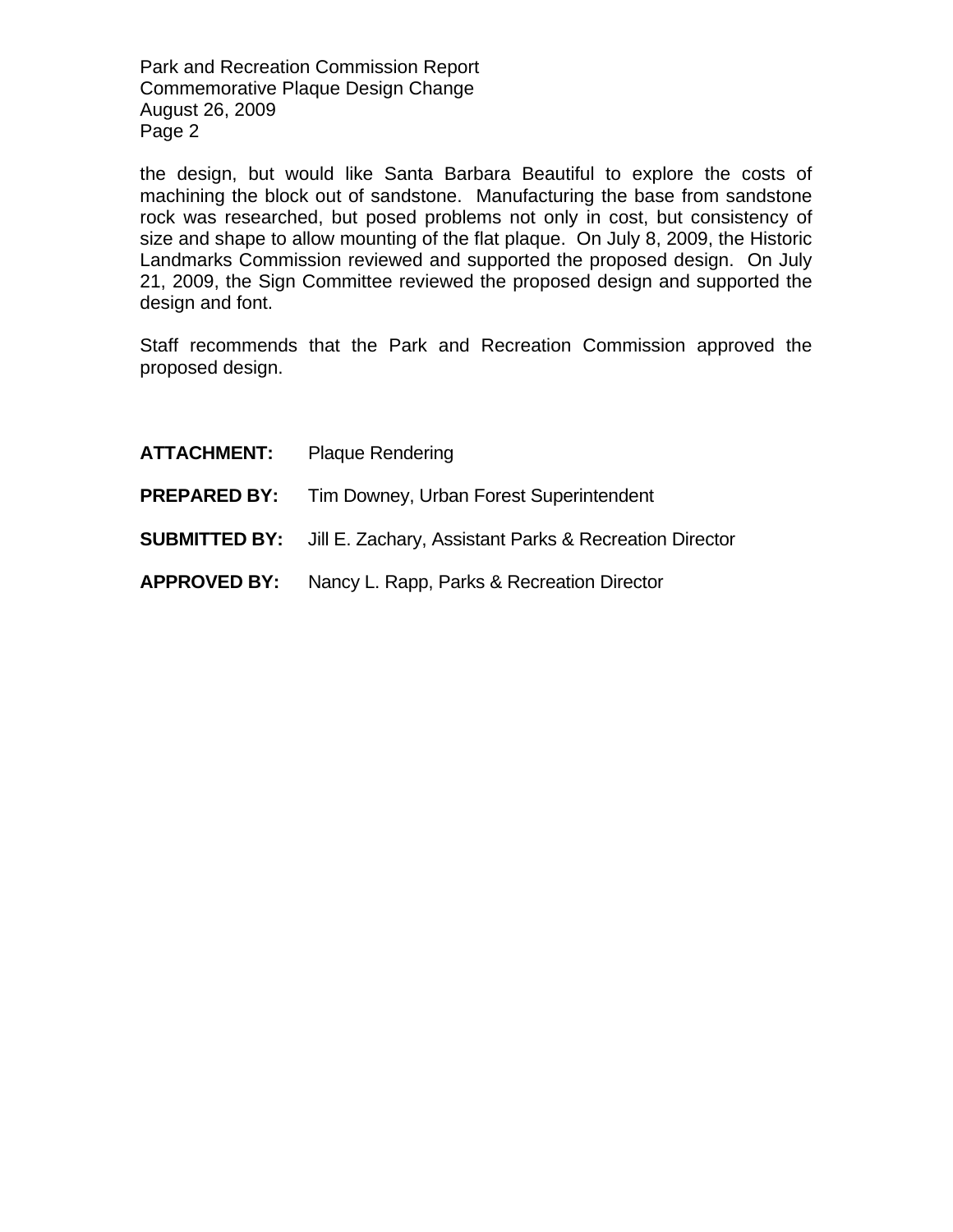the design, but would like Santa Barbara Beautiful to explore the costs of machining the block out of sandstone. Manufacturing the base from sandstone rock was researched, but posed problems not only in cost, but consistency of size and shape to allow mounting of the flat plaque. On July 8, 2009, the Historic Landmarks Commission reviewed and supported the proposed design. On July 21, 2009, the Sign Committee reviewed the proposed design and supported the design and font.

Staff recommends that the Park and Recreation Commission approved the proposed design.

**ATTACHMENT:** Plaque Rendering

**PREPARED BY:** Tim Downey, Urban Forest Superintendent

**SUBMITTED BY:** Jill E. Zachary, Assistant Parks & Recreation Director

**APPROVED BY:** Nancy L. Rapp, Parks & Recreation Director